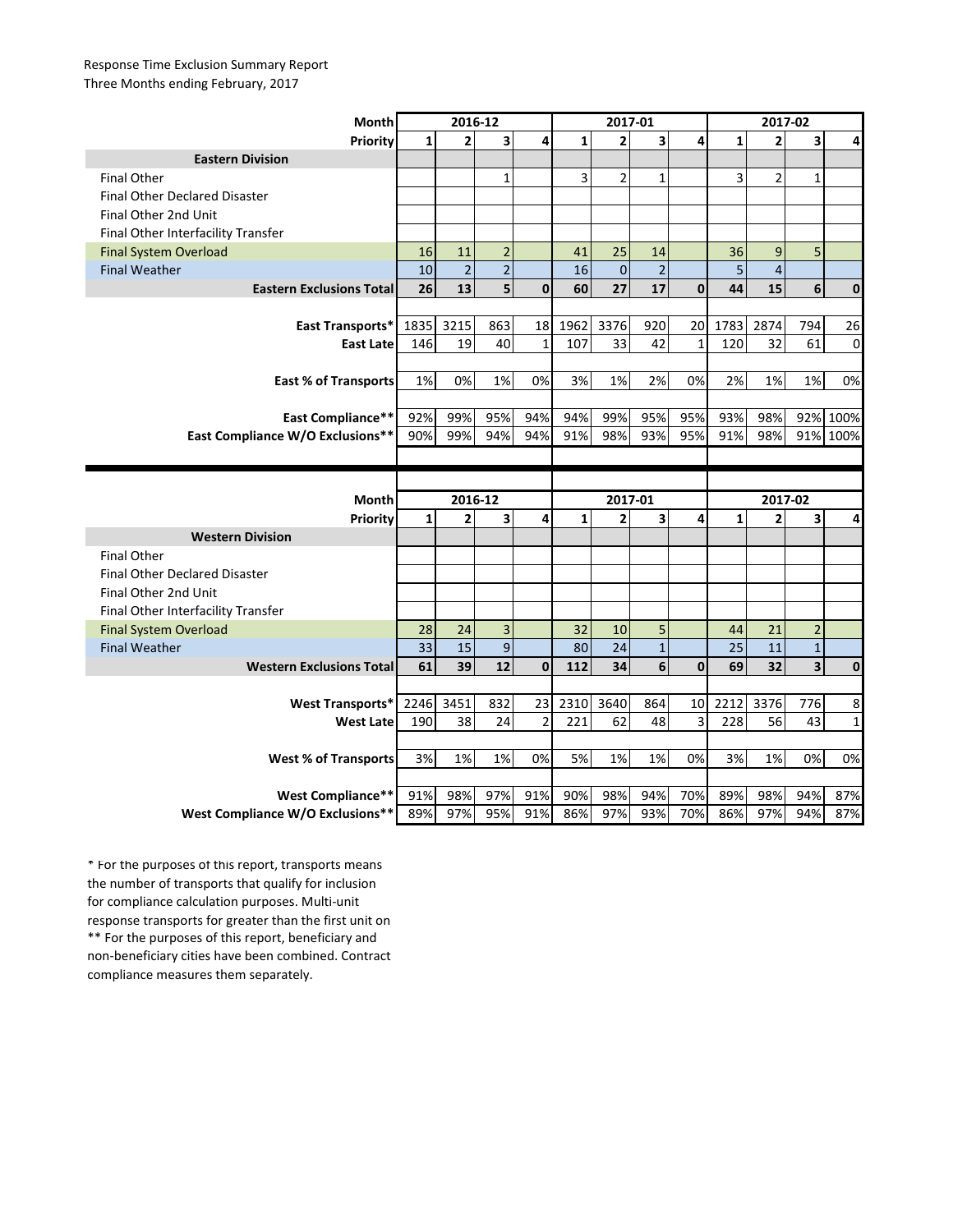Response Time Exclusion Summary Report
Three Months ending February, 2017

| Month | 2016-12 | | | | 2017-01 | | | | 2017-02 | | | |
|---|---|---|---|---|---|---|---|---|---|---|---|---|
| Priority | 1 | 2 | 3 | 4 | 1 | 2 | 3 | 4 | 1 | 2 | 3 | 4 |
| **Eastern Division** | | | | | | | | | | | | |
| Final Other | | | 1 | | 3 | 2 | 1 | | 3 | 2 | 1 | |
| Final Other Declared Disaster | | | | | | | | | | | | |
| Final Other 2nd Unit | | | | | | | | | | | | |
| Final Other Interfacility Transfer | | | | | | | | | | | | |
| Final System Overload | 16 | 11 | 2 | | 41 | 25 | 14 | | 36 | 9 | 5 | |
| Final Weather | 10 | 2 | 2 | | 16 | 0 | 2 | | 5 | 4 | | |
| **Eastern Exclusions Total** | **26** | **13** | **5** | **0** | **60** | **27** | **17** | **0** | **44** | **15** | **6** | **0** |
| | | | | | | | | | | | | |
| **East Transports*** | 1835 | 3215 | 863 | 18 | 1962 | 3376 | 920 | 20 | 1783 | 2874 | 794 | 26 |
| **East Late** | 146 | 19 | 40 | 1 | 107 | 33 | 42 | 1 | 120 | 32 | 61 | 0 |
| | | | | | | | | | | | | |
| **East % of Transports** | 1% | 0% | 1% | 0% | 3% | 1% | 2% | 0% | 2% | 1% | 1% | 0% |
| | | | | | | | | | | | | |
| **East Compliance**** | 92% | 99% | 95% | 94% | 94% | 99% | 95% | 95% | 93% | 98% | 92% | 100% |
| **East Compliance W/O Exclusions**** | 90% | 99% | 94% | 94% | 91% | 98% | 93% | 95% | 91% | 98% | 91% | 100% |

| Month | 2016-12 | | | | 2017-01 | | | | 2017-02 | | | |
|---|---|---|---|---|---|---|---|---|---|---|---|---|
| Priority | 1 | 2 | 3 | 4 | 1 | 2 | 3 | 4 | 1 | 2 | 3 | 4 |
| **Western Division** | | | | | | | | | | | | |
| Final Other | | | | | | | | | | | | |
| Final Other Declared Disaster | | | | | | | | | | | | |
| Final Other 2nd Unit | | | | | | | | | | | | |
| Final Other Interfacility Transfer | | | | | | | | | | | | |
| Final System Overload | 28 | 24 | 3 | | 32 | 10 | 5 | | 44 | 21 | 2 | |
| Final Weather | 33 | 15 | 9 | | 80 | 24 | 1 | | 25 | 11 | 1 | |
| **Western Exclusions Total** | **61** | **39** | **12** | **0** | **112** | **34** | **6** | **0** | **69** | **32** | **3** | **0** |
| | | | | | | | | | | | | |
| **West Transports*** | 2246 | 3451 | 832 | 23 | 2310 | 3640 | 864 | 10 | 2212 | 3376 | 776 | 8 |
| **West Late** | 190 | 38 | 24 | 2 | 221 | 62 | 48 | 3 | 228 | 56 | 43 | 1 |
| | | | | | | | | | | | | |
| **West % of Transports** | 3% | 1% | 1% | 0% | 5% | 1% | 1% | 0% | 3% | 1% | 0% | 0% |
| | | | | | | | | | | | | |
| **West Compliance**** | 91% | 98% | 97% | 91% | 90% | 98% | 94% | 70% | 89% | 98% | 94% | 87% |
| **West Compliance W/O Exclusions**** | 89% | 97% | 95% | 91% | 86% | 97% | 93% | 70% | 86% | 97% | 94% | 87% |

* For the purposes of this report, transports means the number of transports that qualify for inclusion for compliance calculation purposes. Multi-unit response transports for greater than the first unit on

** For the purposes of this report, beneficiary and non-beneficiary cities have been combined. Contract compliance measures them separately.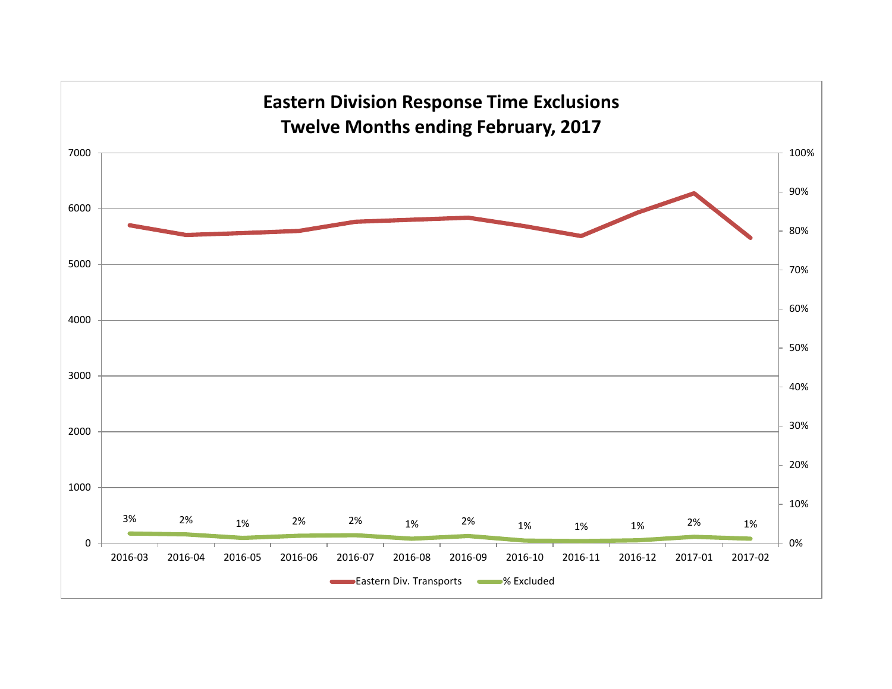# Eastern Division Response Time Exclusions
## Twelve Months ending February, 2017

| Month | % Excluded |
|---|---|
| 2016-03 | 3% |
| 2016-04 | 2% |
| 2016-05 | 1% |
| 2016-06 | 2% |
| 2016-07 | 2% |
| 2016-08 | 1% |
| 2016-09 | 2% |
| 2016-10 | 1% |
| 2016-11 | 1% |
| 2016-12 | 1% |
| 2017-01 | 2% |
| 2017-02 | 1% |

Eastern Div. Transports — % Excluded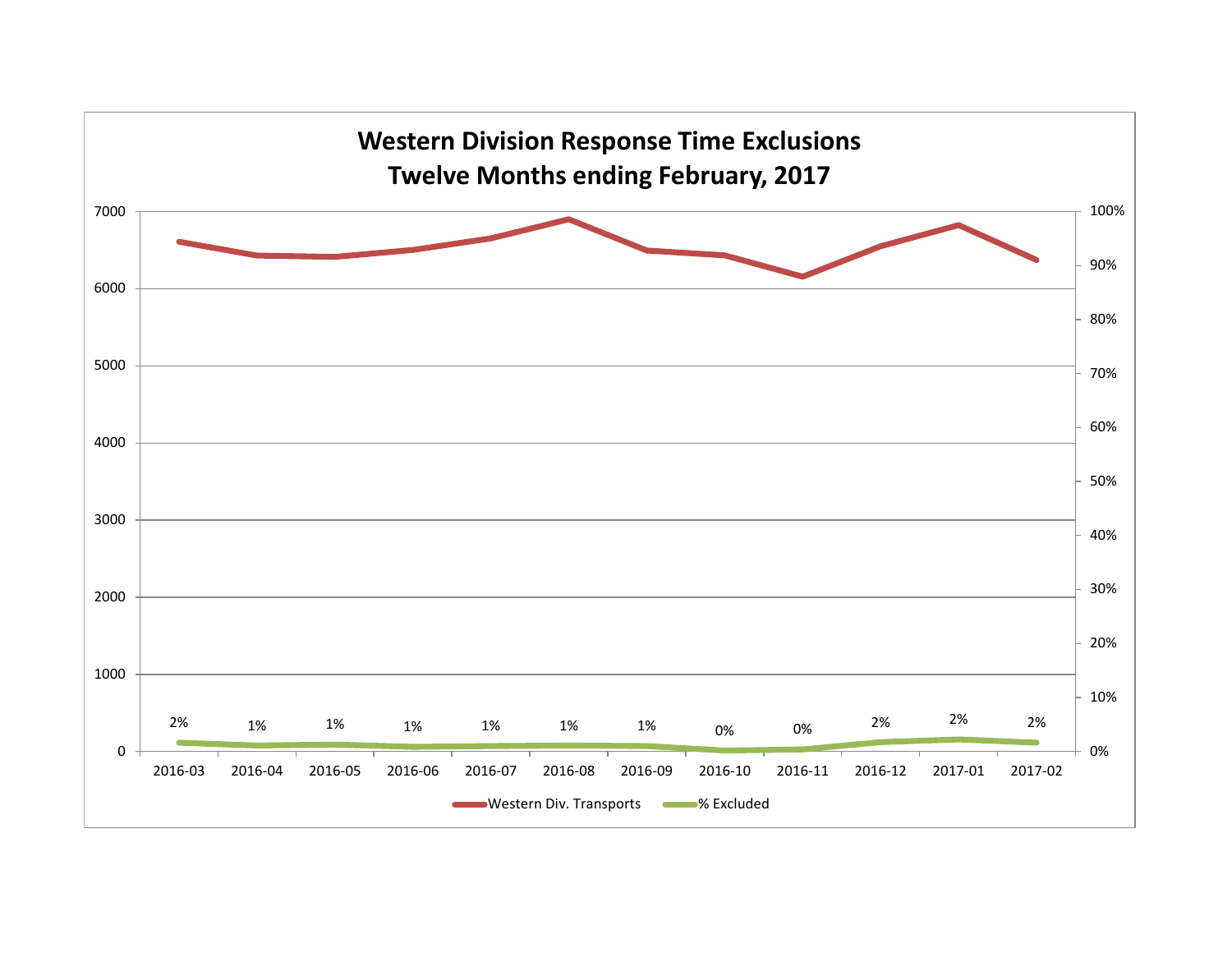# Western Division Response Time Exclusions
## Twelve Months ending February, 2017

7000
6000
5000
4000
3000
2000
1000
0

100%
90%
80%
70%
60%
50%
40%
30%
20%
10%
0%

2% 1% 1% 1% 1% 1% 1% 0% 0% 2% 2% 2%

2016-03 2016-04 2016-05 2016-06 2016-07 2016-08 2016-09 2016-10 2016-11 2016-12 2017-01 2017-02

Western Div. Transports
% Excluded